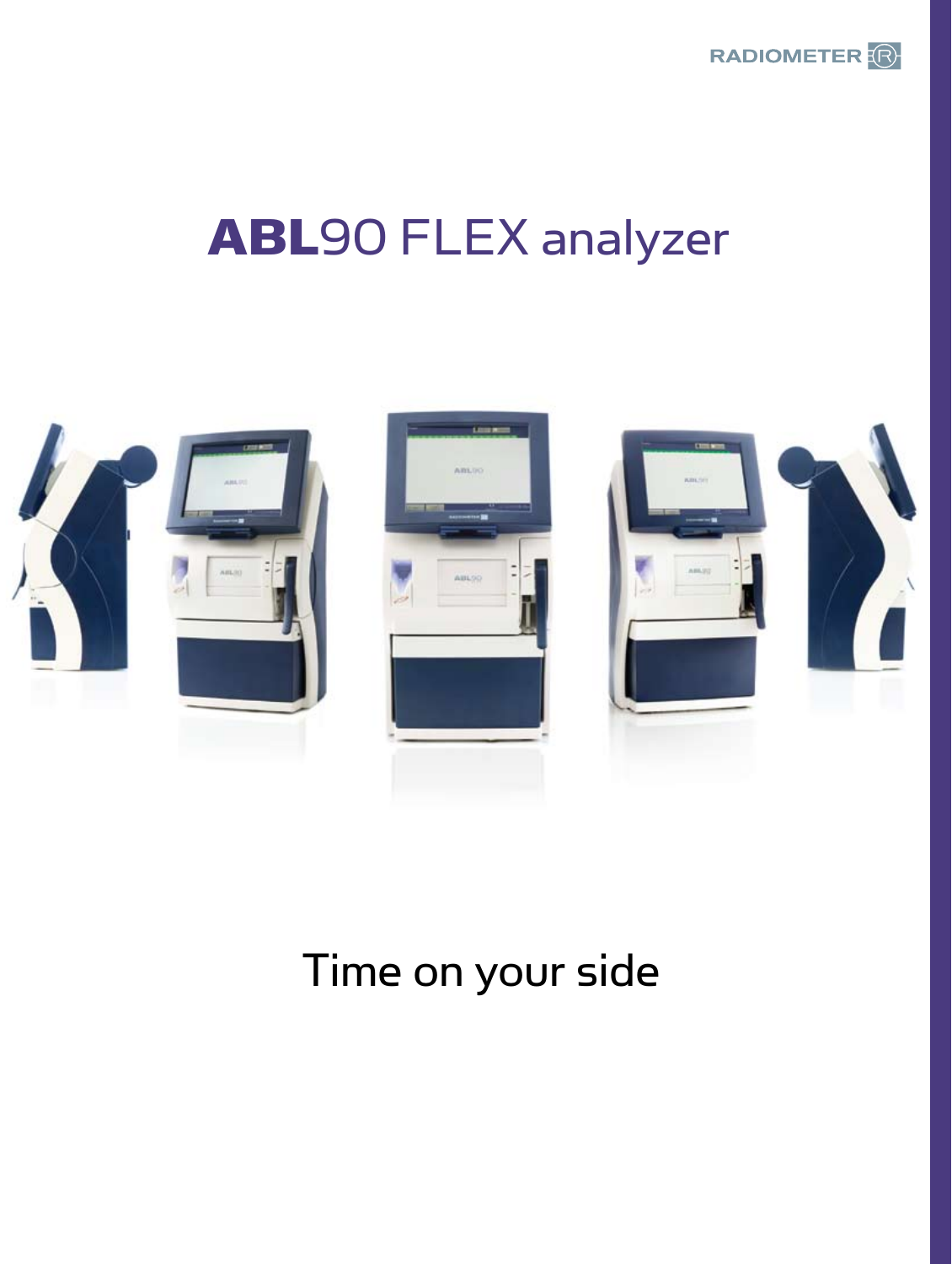RADIOMETER

# ABL90 FLEX analyzer

Time on your side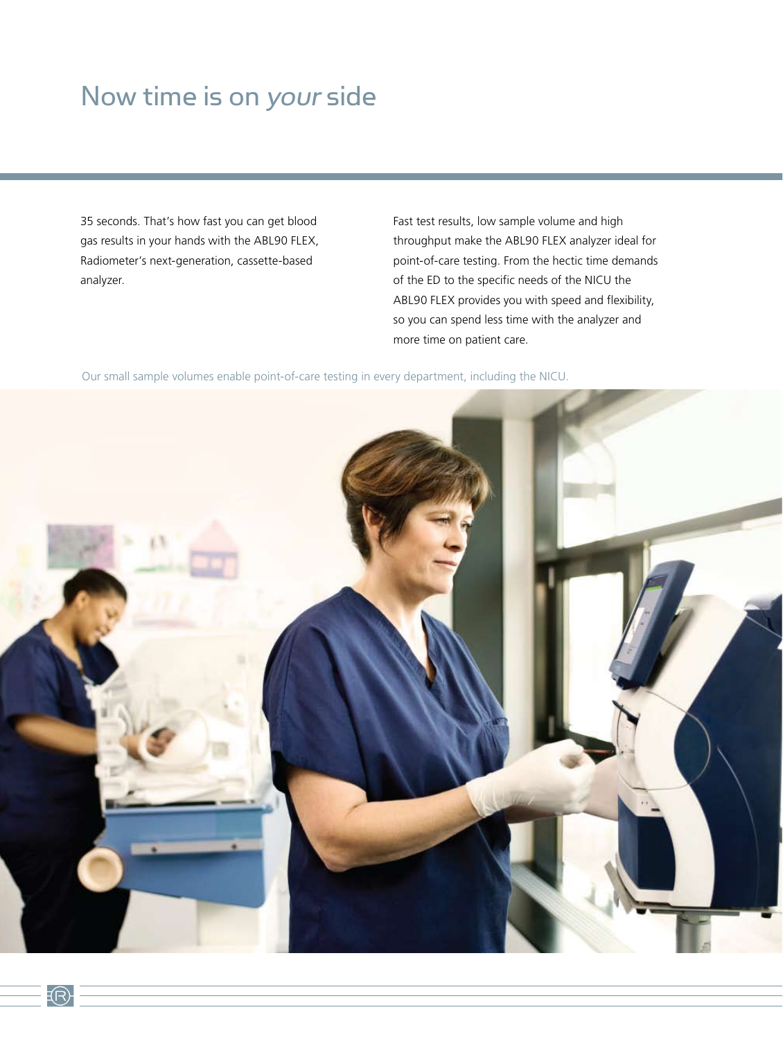# Now time is on *your* side

35 seconds. That's how fast you can get blood gas results in your hands with the ABL90 FLEX, Radiometer's next-generation, cassette-based analyzer.

Fast test results, low sample volume and high throughput make the ABL90 FLEX analyzer ideal for point-of-care testing. From the hectic time demands of the ED to the specific needs of the NICU the ABL90 FLEX provides you with speed and flexibility, so you can spend less time with the analyzer and more time on patient care.

Our small sample volumes enable point-of-care testing in every department, including the NICU.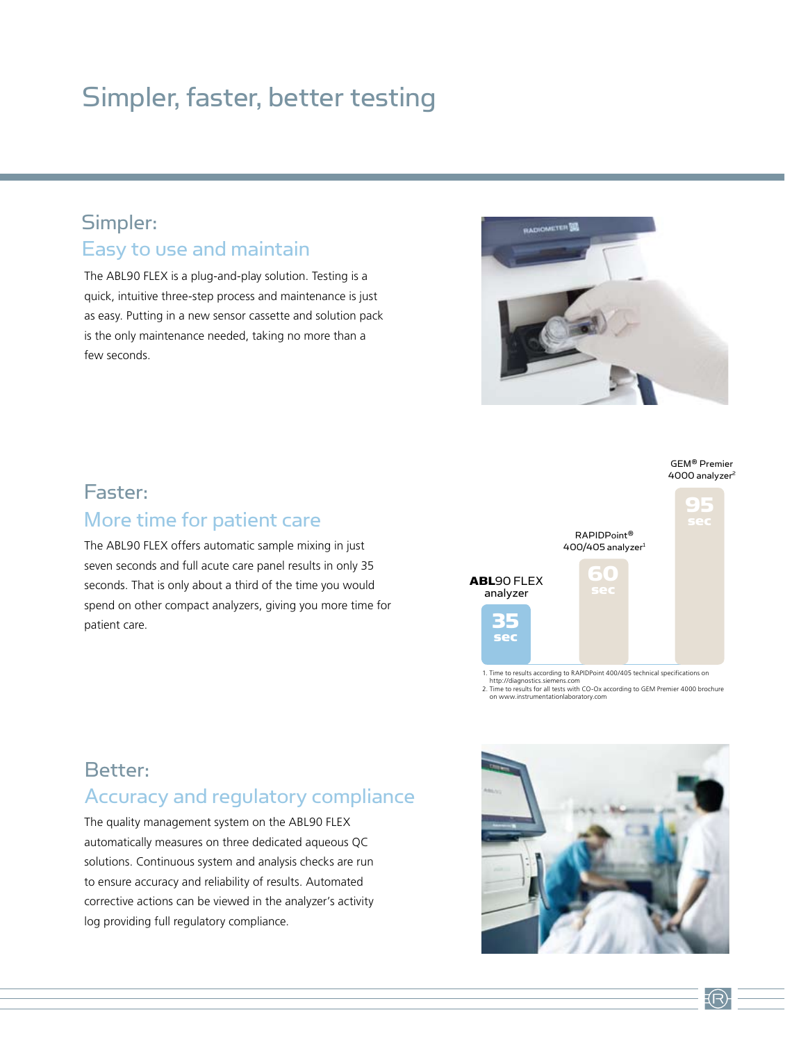# Simpler, faster, better testing

## Simpler:

### Easy to use and maintain

The ABL90 FLEX is a plug-and-play solution. Testing is a quick, intuitive three-step process and maintenance is just as easy. Putting in a new sensor cassette and solution pack is the only maintenance needed, taking no more than a few seconds.

## Faster:

### More time for patient care

The ABL90 FLEX offers automatic sample mixing in just seven seconds and full acute care panel results in only 35 seconds. That is only about a third of the time you would spend on other compact analyzers, giving you more time for patient care.

| Analyzer | Time |
| --- | --- |
| **ABL**90 FLEX analyzer | 35 sec |
| RAPIDPoint® 400/405 analyzer[1] | 60 sec |
| GEM® Premier 4000 analyzer[2] | 95 sec |

1. Time to results according to RAPIDPoint 400/405 technical specifications on http://diagnostics.siemens.com
2. Time to results for all tests with CO-Ox according to GEM Premier 4000 brochure on www.instrumentationlaboratory.com

## Better:

### Accuracy and regulatory compliance

The quality management system on the ABL90 FLEX automatically measures on three dedicated aqueous QC solutions. Continuous system and analysis checks are run to ensure accuracy and reliability of results. Automated corrective actions can be viewed in the analyzer's activity log providing full regulatory compliance.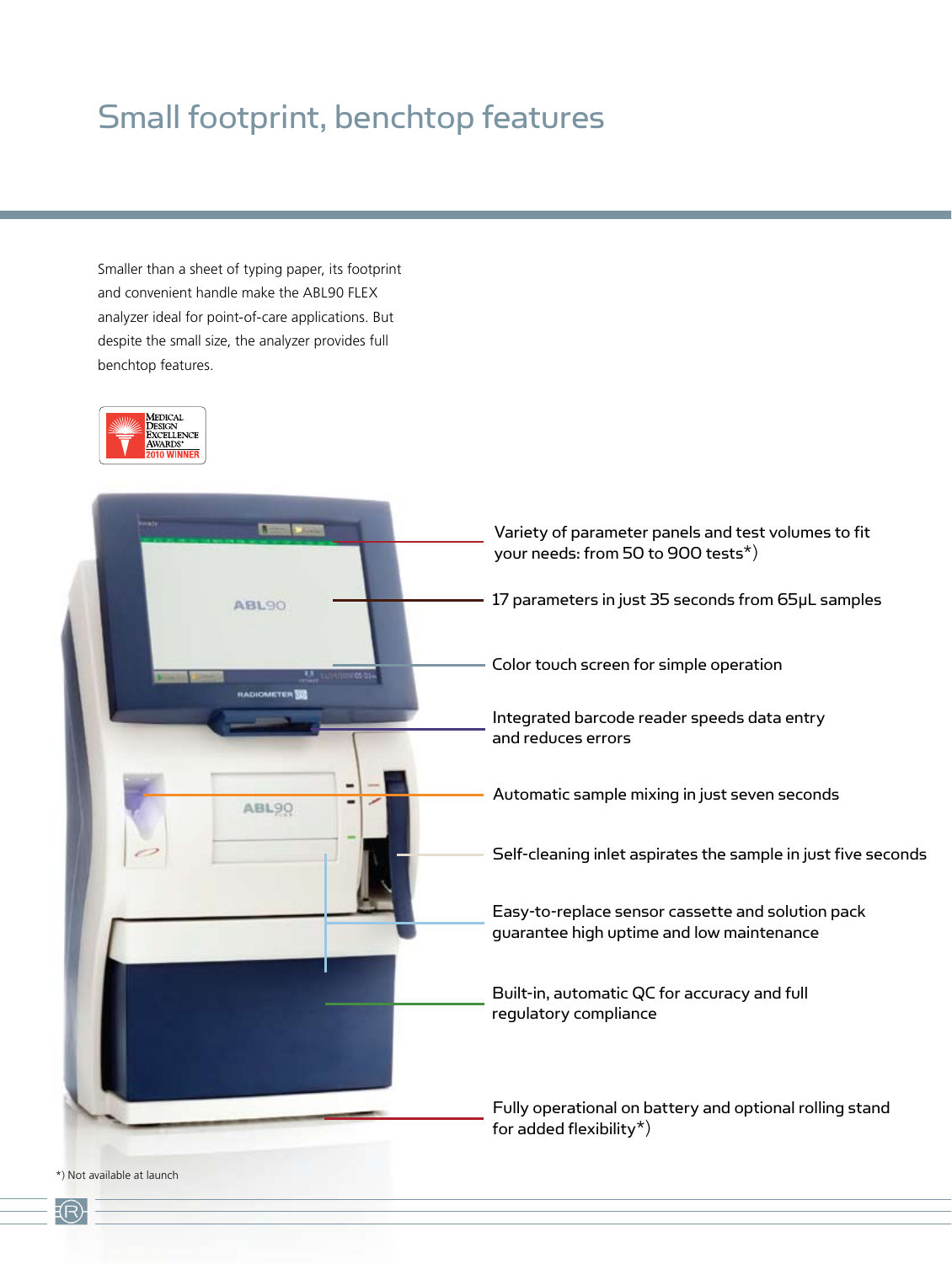# Small footprint, benchtop features

Smaller than a sheet of typing paper, its footprint and convenient handle make the ABL90 FLEX analyzer ideal for point-of-care applications. But despite the small size, the analyzer provides full benchtop features.

Medical Design Excellence Awards 2010 Winner

- Variety of parameter panels and test volumes to fit your needs: from 50 to 900 tests*)
- 17 parameters in just 35 seconds from 65μL samples
- Color touch screen for simple operation
- Integrated barcode reader speeds data entry and reduces errors
- Automatic sample mixing in just seven seconds
- Self-cleaning inlet aspirates the sample in just five seconds
- Easy-to-replace sensor cassette and solution pack guarantee high uptime and low maintenance
- Built-in, automatic QC for accuracy and full regulatory compliance
- Fully operational on battery and optional rolling stand for added flexibility*)

*) Not available at launch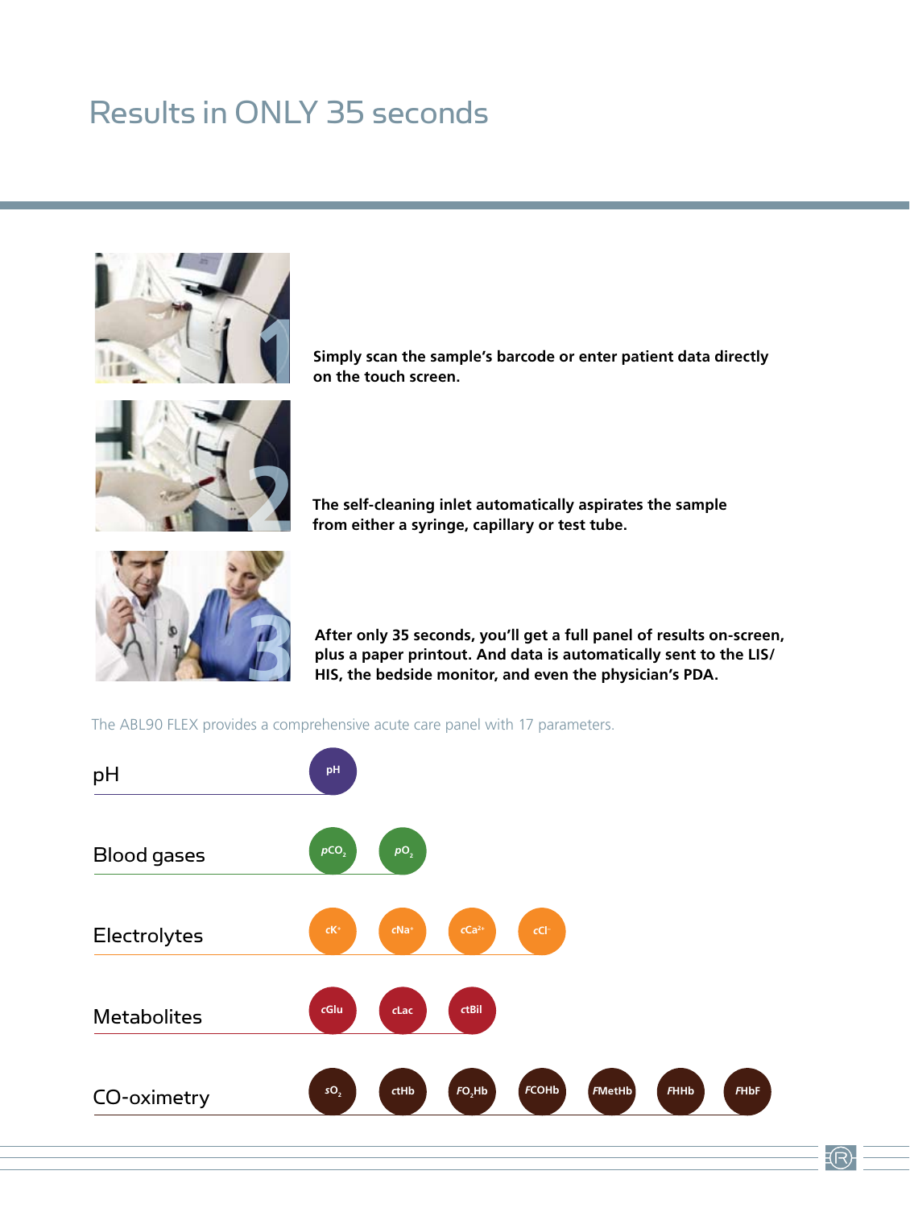# Results in ONLY 35 seconds

**Simply scan the sample's barcode or enter patient data directly on the touch screen.**

**The self-cleaning inlet automatically aspirates the sample from either a syringe, capillary or test tube.**

**After only 35 seconds, you'll get a full panel of results on-screen, plus a paper printout. And data is automatically sent to the LIS/HIS, the bedside monitor, and even the physician's PDA.**

The ABL90 FLEX provides a comprehensive acute care panel with 17 parameters.

| Category | Parameters |
| --- | --- |
| pH | pH |
| Blood gases | $pCO_2$, $pO_2$ |
| Electrolytes | $cK^+$, $cNa^+$, $cCa^{2+}$, $cCl^-$ |
| Metabolites | cGlu, cLac, ctBil |
| CO-oximetry | $sO_2$, ctHb, $FO_2Hb$, FCOHb, FMetHb, FHHb, FHbF |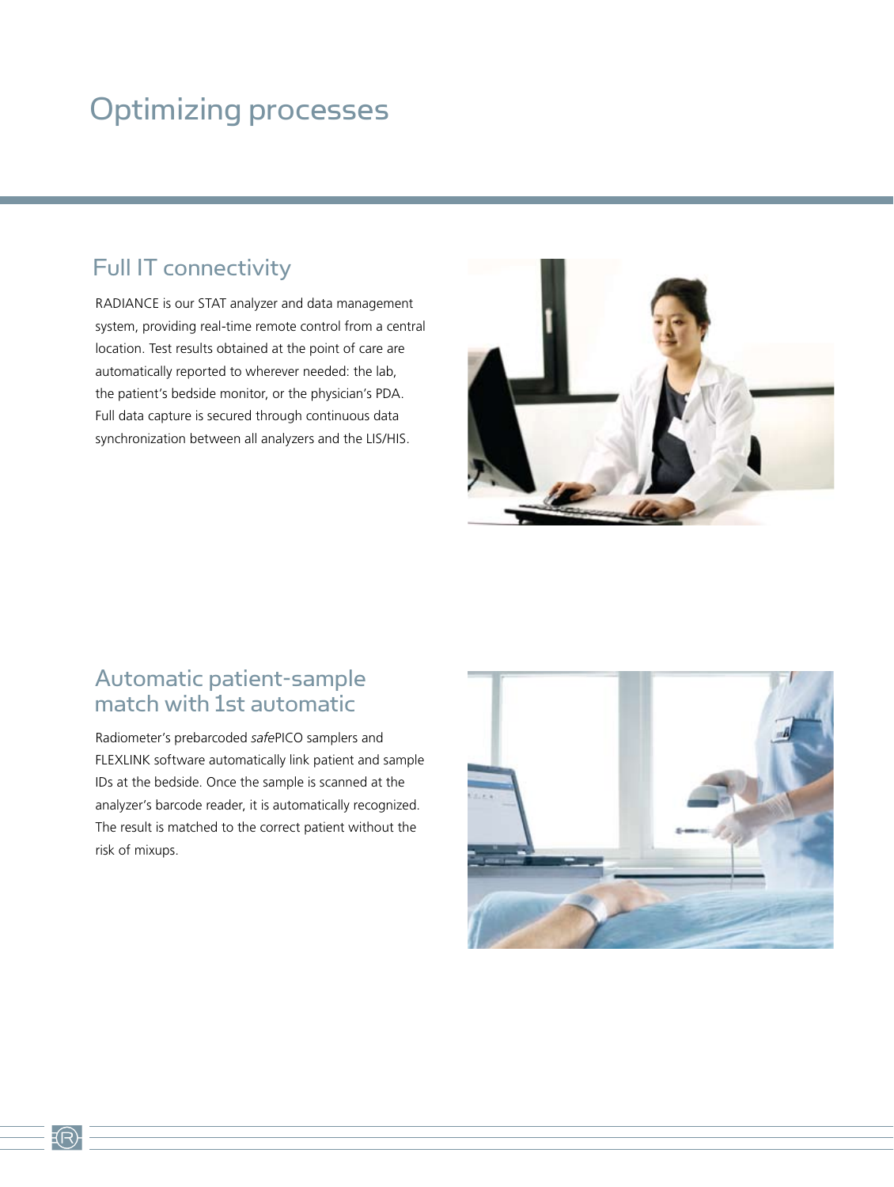# Optimizing processes

## Full IT connectivity

RADIANCE is our STAT analyzer and data management system, providing real-time remote control from a central location. Test results obtained at the point of care are automatically reported to wherever needed: the lab, the patient's bedside monitor, or the physician's PDA. Full data capture is secured through continuous data synchronization between all analyzers and the LIS/HIS.

## Automatic patient-sample match with 1st automatic

Radiometer's prebarcoded *safe*PICO samplers and FLEXLINK software automatically link patient and sample IDs at the bedside. Once the sample is scanned at the analyzer's barcode reader, it is automatically recognized. The result is matched to the correct patient without the risk of mixups.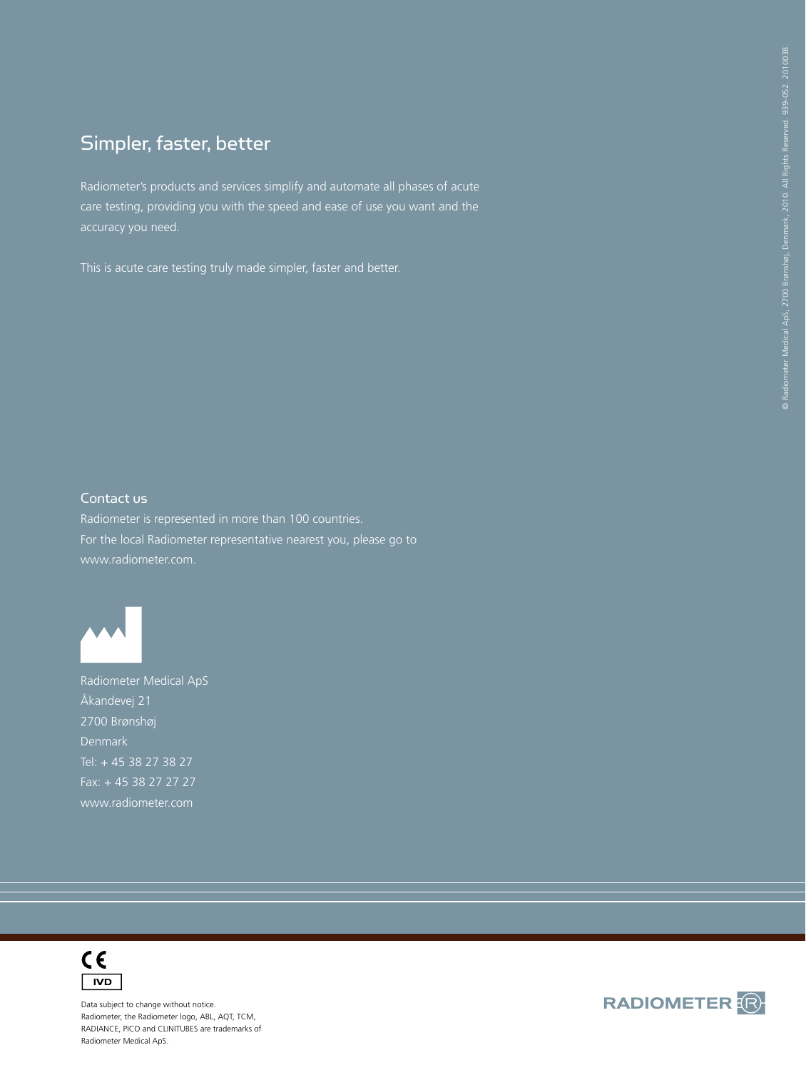## Simpler, faster, better

Radiometer's products and services simplify and automate all phases of acute care testing, providing you with the speed and ease of use you want and the accuracy you need.

This is acute care testing truly made simpler, faster and better.

### Contact us

Radiometer is represented in more than 100 countries.
For the local Radiometer representative nearest you, please go to www.radiometer.com.

Radiometer Medical ApS
Åkandevej 21
2700 Brønshøj
Denmark
Tel: + 45 38 27 38 27
Fax: + 45 38 27 27 27
www.radiometer.com

© Radiometer Medical ApS, 2700 Brønshøj, Denmark, 2010. All Rights Reserved. 939-052. 201003B.

CE
IVD

Data subject to change without notice.
Radiometer, the Radiometer logo, ABL, AQT, TCM, RADIANCE, PICO and CLINITUBES are trademarks of Radiometer Medical ApS.

RADIOMETER